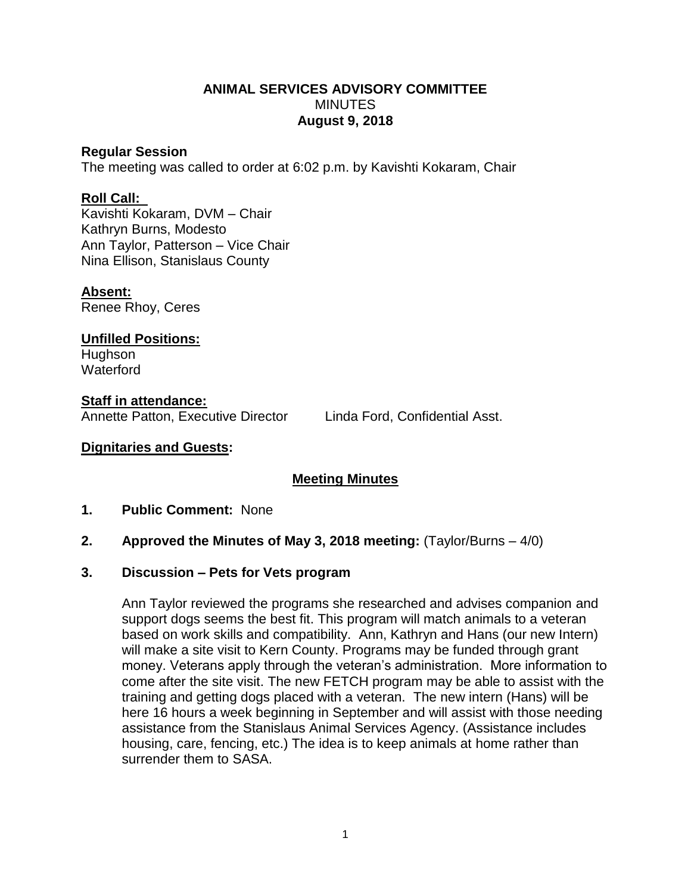# ANIMAL SERVICES ADVISORY COMMITTEE

## MINUTES

**August 9, 2018**

**Regular Session**

The meeting was called to order at 6:02 p.m. by Kavishti Kokaram, Chair

**Roll Call:**

Kavishti Kokaram, DVM – Chair
Kathryn Burns, Modesto
Ann Taylor, Patterson – Vice Chair
Nina Ellison, Stanislaus County

**Absent:**

Renee Rhoy, Ceres

**Unfilled Positions:**

Hughson
Waterford

**Staff in attendance:**

Annette Patton, Executive Director    Linda Ford, Confidential Asst.

**Dignitaries and Guests:**

**Meeting Minutes**

1. **Public Comment:** None

2. **Approved the Minutes of May 3, 2018 meeting:** (Taylor/Burns – 4/0)

3. **Discussion – Pets for Vets program**

   Ann Taylor reviewed the programs she researched and advises companion and support dogs seems the best fit. This program will match animals to a veteran based on work skills and compatibility. Ann, Kathryn and Hans (our new Intern) will make a site visit to Kern County. Programs may be funded through grant money. Veterans apply through the veteran's administration. More information to come after the site visit. The new FETCH program may be able to assist with the training and getting dogs placed with a veteran. The new intern (Hans) will be here 16 hours a week beginning in September and will assist with those needing assistance from the Stanislaus Animal Services Agency. (Assistance includes housing, care, fencing, etc.) The idea is to keep animals at home rather than surrender them to SASA.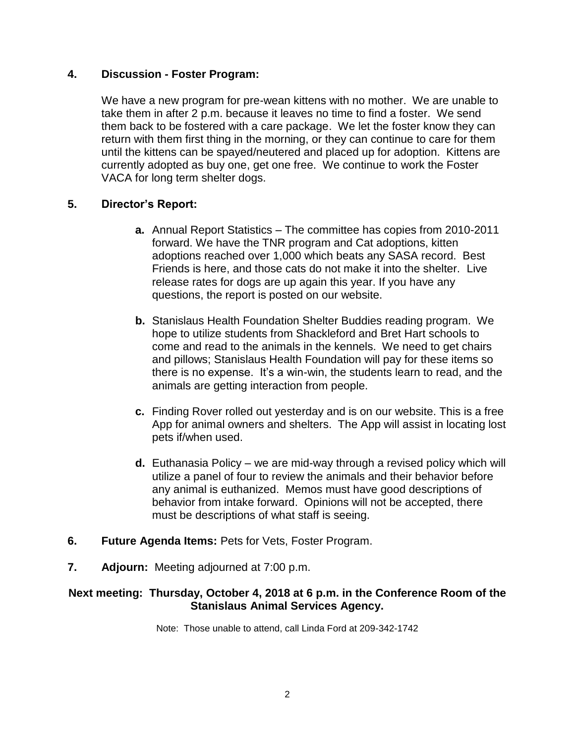**4. Discussion - Foster Program:**

We have a new program for pre-wean kittens with no mother. We are unable to take them in after 2 p.m. because it leaves no time to find a foster. We send them back to be fostered with a care package. We let the foster know they can return with them first thing in the morning, or they can continue to care for them until the kittens can be spayed/neutered and placed up for adoption. Kittens are currently adopted as buy one, get one free. We continue to work the Foster VACA for long term shelter dogs.

**5. Director's Report:**

**a.** Annual Report Statistics – The committee has copies from 2010-2011 forward. We have the TNR program and Cat adoptions, kitten adoptions reached over 1,000 which beats any SASA record. Best Friends is here, and those cats do not make it into the shelter. Live release rates for dogs are up again this year. If you have any questions, the report is posted on our website.

**b.** Stanislaus Health Foundation Shelter Buddies reading program. We hope to utilize students from Shackleford and Bret Hart schools to come and read to the animals in the kennels. We need to get chairs and pillows; Stanislaus Health Foundation will pay for these items so there is no expense. It's a win-win, the students learn to read, and the animals are getting interaction from people.

**c.** Finding Rover rolled out yesterday and is on our website. This is a free App for animal owners and shelters. The App will assist in locating lost pets if/when used.

**d.** Euthanasia Policy – we are mid-way through a revised policy which will utilize a panel of four to review the animals and their behavior before any animal is euthanized. Memos must have good descriptions of behavior from intake forward. Opinions will not be accepted, there must be descriptions of what staff is seeing.

**6. Future Agenda Items:** Pets for Vets, Foster Program.

**7. Adjourn:** Meeting adjourned at 7:00 p.m.

**Next meeting: Thursday, October 4, 2018 at 6 p.m. in the Conference Room of the Stanislaus Animal Services Agency.**

Note: Those unable to attend, call Linda Ford at 209-342-1742